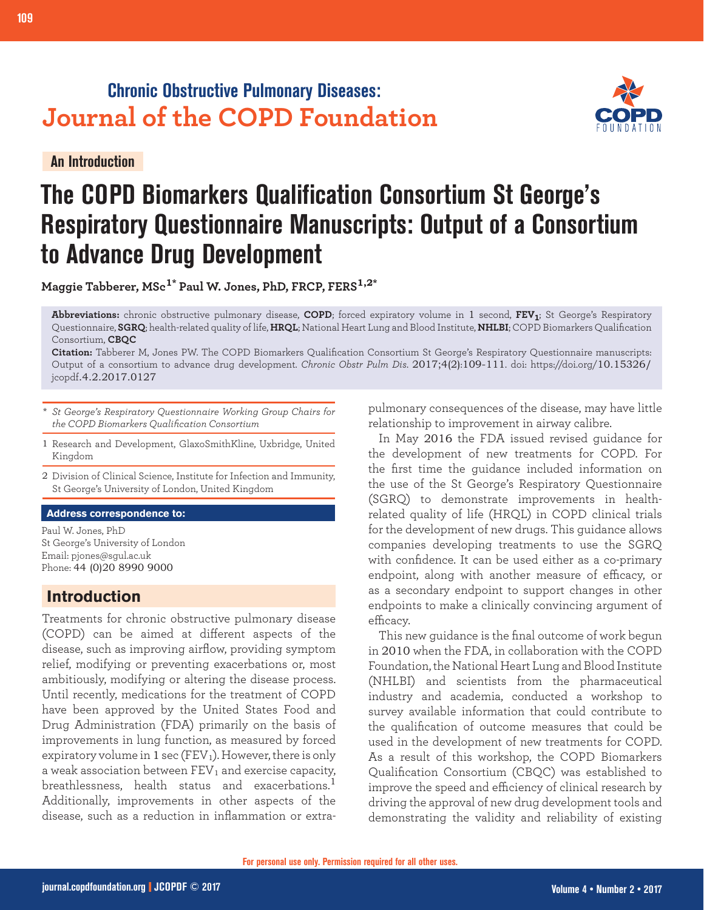# Chronic Obstructive Pulmonary Diseases: Journal of the COPD Foundation

An Introduction

# The COPD Biomarkers Qualification Consortium St George's Respiratory Questionnaire Manuscripts: Output of a Consortium to Advance Drug Development

**Maggie Tabberer, MSc[1*] Paul W. Jones, PhD, FRCP, FERS[1,2*]**

**Abbreviations:** chronic obstructive pulmonary disease, **COPD**; forced expiratory volume in 1 second, **$FEV_1$**; St George's Respiratory Questionnaire, **SGRQ**; health-related quality of life, **HRQL**; National Heart Lung and Blood Institute, **NHLBI**; COPD Biomarkers Qualification Consortium, **CBQC**

**Citation:** Tabberer M, Jones PW. The COPD Biomarkers Qualification Consortium St George's Respiratory Questionnaire manuscripts: Output of a consortium to advance drug development. *Chronic Obstr Pulm Dis.* 2017;4(2):109-111. doi: https://doi.org/10.15326/jcopdf.4.2.2017.0127

\* *St George's Respiratory Questionnaire Working Group Chairs for the COPD Biomarkers Qualification Consortium*

1 Research and Development, GlaxoSmithKline, Uxbridge, United Kingdom

2 Division of Clinical Science, Institute for Infection and Immunity, St George's University of London, United Kingdom

**Address correspondence to:**

Paul W. Jones, PhD
St George's University of London
Email: pjones@sgul.ac.uk
Phone: 44 (0)20 8990 9000

## Introduction

Treatments for chronic obstructive pulmonary disease (COPD) can be aimed at different aspects of the disease, such as improving airflow, providing symptom relief, modifying or preventing exacerbations or, most ambitiously, modifying or altering the disease process. Until recently, medications for the treatment of COPD have been approved by the United States Food and Drug Administration (FDA) primarily on the basis of improvements in lung function, as measured by forced expiratory volume in 1 sec ($FEV_1$). However, there is only a weak association between $FEV_1$ and exercise capacity, breathlessness, health status and exacerbations.[1] Additionally, improvements in other aspects of the disease, such as a reduction in inflammation or extra-pulmonary consequences of the disease, may have little relationship to improvement in airway calibre.

In May 2016 the FDA issued revised guidance for the development of new treatments for COPD. For the first time the guidance included information on the use of the St George's Respiratory Questionnaire (SGRQ) to demonstrate improvements in health-related quality of life (HRQL) in COPD clinical trials for the development of new drugs. This guidance allows companies developing treatments to use the SGRQ with confidence. It can be used either as a co-primary endpoint, along with another measure of efficacy, or as a secondary endpoint to support changes in other endpoints to make a clinically convincing argument of efficacy.

This new guidance is the final outcome of work begun in 2010 when the FDA, in collaboration with the COPD Foundation, the National Heart Lung and Blood Institute (NHLBI) and scientists from the pharmaceutical industry and academia, conducted a workshop to survey available information that could contribute to the qualification of outcome measures that could be used in the development of new treatments for COPD. As a result of this workshop, the COPD Biomarkers Qualification Consortium (CBQC) was established to improve the speed and efficiency of clinical research by driving the approval of new drug development tools and demonstrating the validity and reliability of existing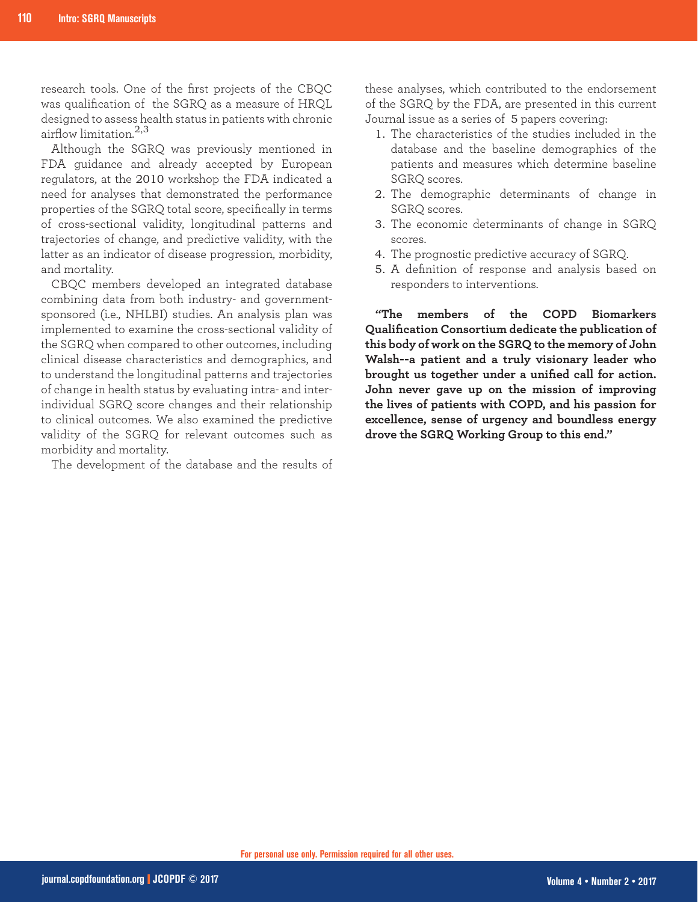research tools. One of the first projects of the CBQC was qualification of the SGRQ as a measure of HRQL designed to assess health status in patients with chronic airflow limitation.[2,3]

Although the SGRQ was previously mentioned in FDA guidance and already accepted by European regulators, at the 2010 workshop the FDA indicated a need for analyses that demonstrated the performance properties of the SGRQ total score, specifically in terms of cross-sectional validity, longitudinal patterns and trajectories of change, and predictive validity, with the latter as an indicator of disease progression, morbidity, and mortality.

CBQC members developed an integrated database combining data from both industry- and government-sponsored (i.e., NHLBI) studies. An analysis plan was implemented to examine the cross-sectional validity of the SGRQ when compared to other outcomes, including clinical disease characteristics and demographics, and to understand the longitudinal patterns and trajectories of change in health status by evaluating intra- and inter-individual SGRQ score changes and their relationship to clinical outcomes. We also examined the predictive validity of the SGRQ for relevant outcomes such as morbidity and mortality.

The development of the database and the results of these analyses, which contributed to the endorsement of the SGRQ by the FDA, are presented in this current Journal issue as a series of 5 papers covering:

1. The characteristics of the studies included in the database and the baseline demographics of the patients and measures which determine baseline SGRQ scores.
2. The demographic determinants of change in SGRQ scores.
3. The economic determinants of change in SGRQ scores.
4. The prognostic predictive accuracy of SGRQ.
5. A definition of response and analysis based on responders to interventions.

**"The members of the COPD Biomarkers Qualification Consortium dedicate the publication of this body of work on the SGRQ to the memory of John Walsh--a patient and a truly visionary leader who brought us together under a unified call for action. John never gave up on the mission of improving the lives of patients with COPD, and his passion for excellence, sense of urgency and boundless energy drove the SGRQ Working Group to this end."**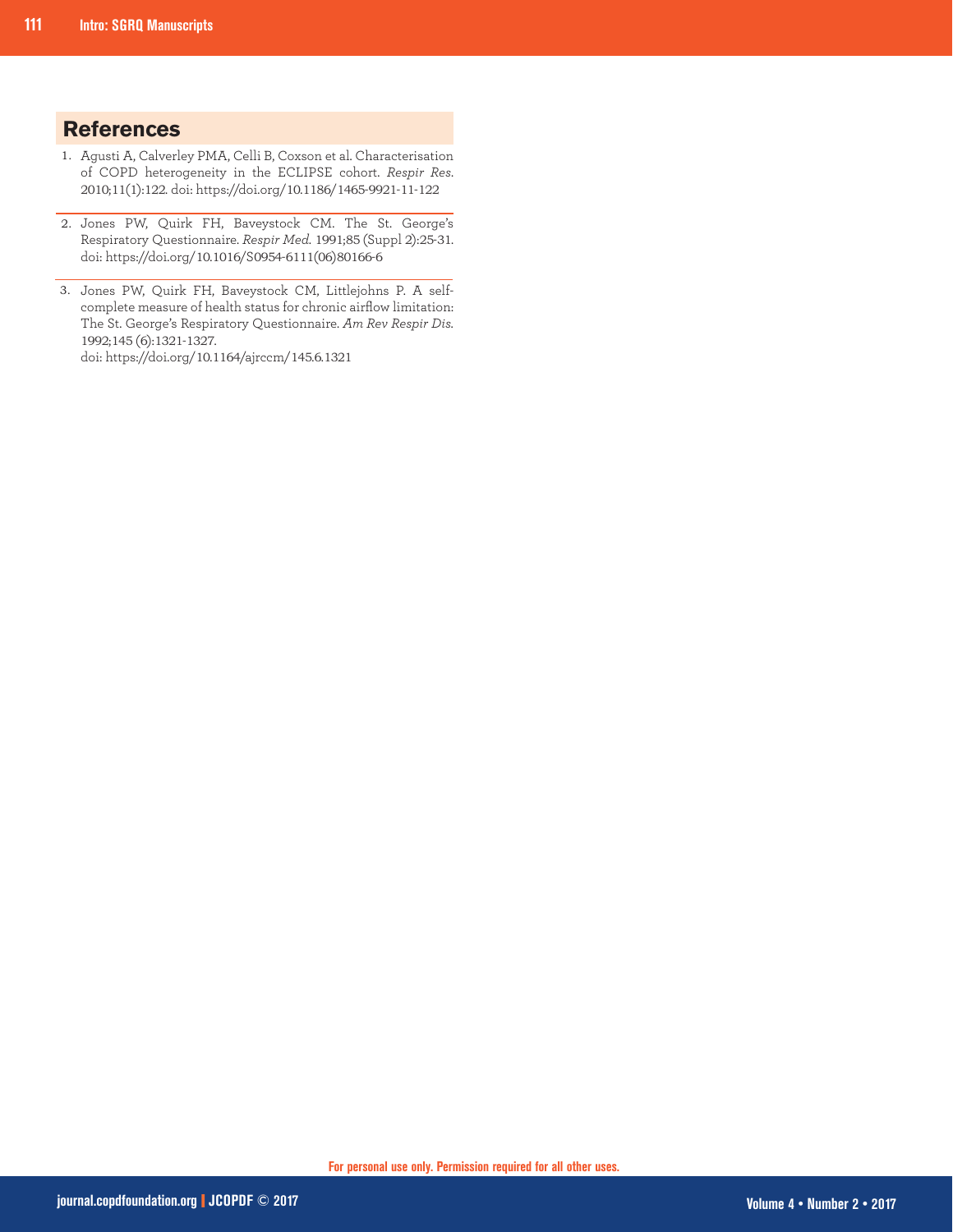## References

1. Agusti A, Calverley PMA, Celli B, Coxson et al. Characterisation of COPD heterogeneity in the ECLIPSE cohort. *Respir Res*. 2010;11(1):122. doi: https://doi.org/10.1186/1465-9921-11-122

2. Jones PW, Quirk FH, Baveystock CM. The St. George's Respiratory Questionnaire. *Respir Med*. 1991;85 (Suppl 2):25-31. doi: https://doi.org/10.1016/S0954-6111(06)80166-6

3. Jones PW, Quirk FH, Baveystock CM, Littlejohns P. A self-complete measure of health status for chronic airflow limitation: The St. George's Respiratory Questionnaire. *Am Rev Respir Dis*. 1992;145 (6):1321-1327. doi: https://doi.org/10.1164/ajrccm/145.6.1321

For personal use only. Permission required for all other uses.